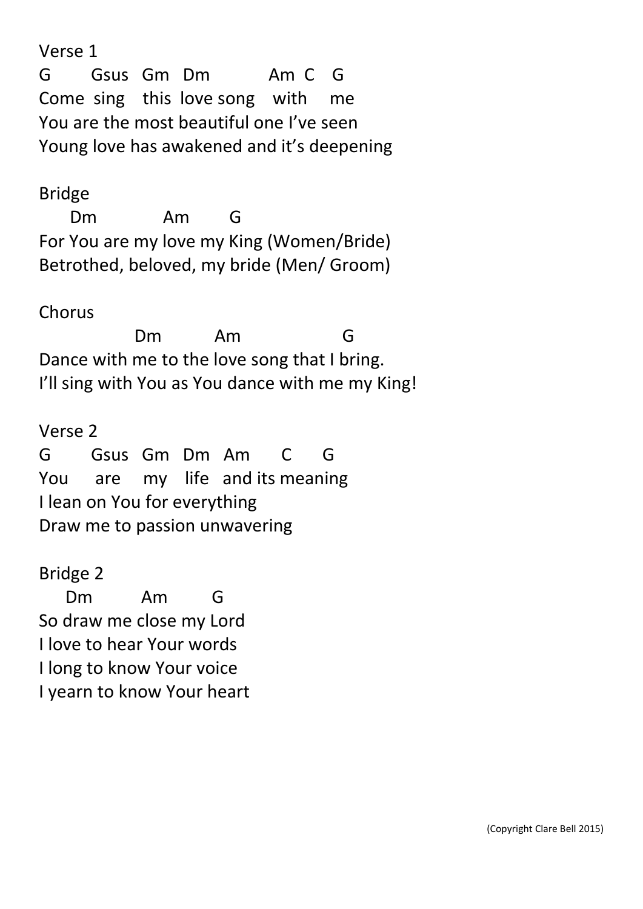Verse 1

```
G        Gsus   Gm   Dm           Am  C    G
Come  sing    this  love song    with     me
You are the most beautiful one I've seen
Young love has awakened and it's deepening
```

Bridge

```
     Dm             Am        G
For You are my love my King (Women/Bride)
Betrothed, beloved, my bride (Men/ Groom)
```

Chorus

```
                Dm           Am                   G
Dance with me to the love song that I bring.
I'll sing with You as You dance with me my King!
```

Verse 2

```
G        Gsus   Gm   Dm   Am      C      G
You      are     my    life   and its meaning
I lean on You for everything
Draw me to passion unwavering
```

Bridge 2

```
    Dm          Am         G
So draw me close my Lord
I love to hear Your words
I long to know Your voice
I yearn to know Your heart
```

(Copyright Clare Bell 2015)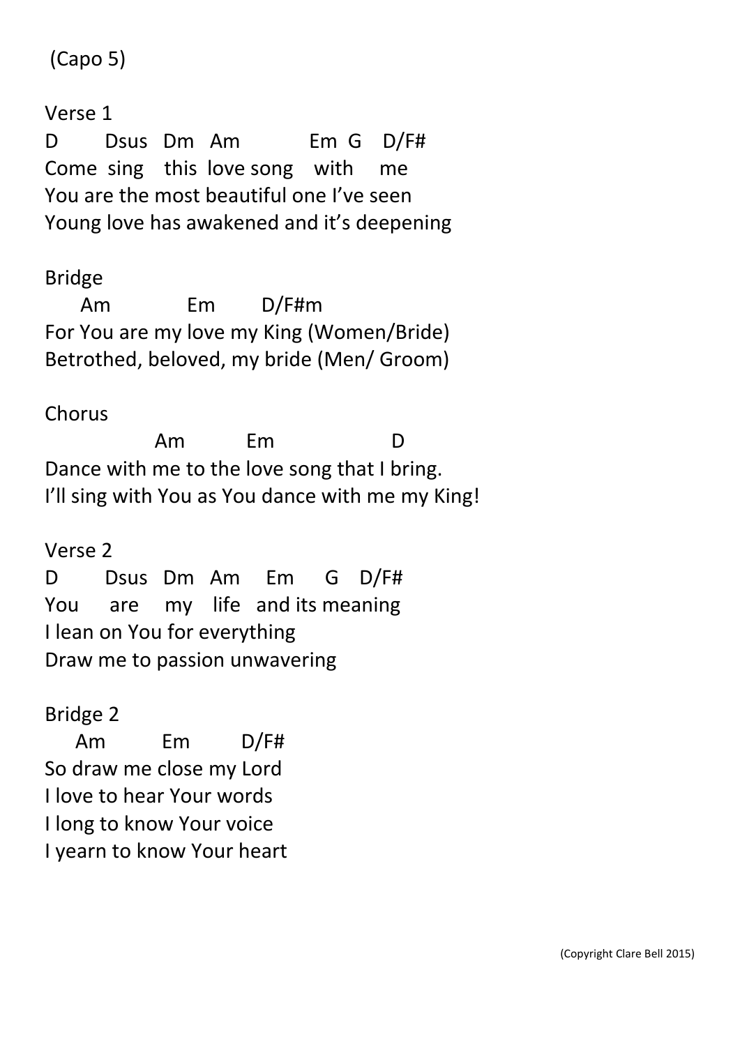(Capo 5)

Verse 1

```
D       Dsus   Dm   Am          Em  G    D/F#
Come  sing    this  love song    with     me
You are the most beautiful one I've seen
Young love has awakened and it's deepening
```

Bridge

```
     Am            Em        D/F#m
For You are my love my King (Women/Bride)
Betrothed, beloved, my bride (Men/ Groom)
```

Chorus

```
               Am          Em                  D
Dance with me to the love song that I bring.
I'll sing with You as You dance with me my King!
```

Verse 2

```
D       Dsus   Dm   Am    Em     G    D/F#
You      are     my    life   and its meaning
I lean on You for everything
Draw me to passion unwavering
```

Bridge 2

```
    Am         Em        D/F#
So draw me close my Lord
I love to hear Your words
I long to know Your voice
I yearn to know Your heart
```

(Copyright Clare Bell 2015)